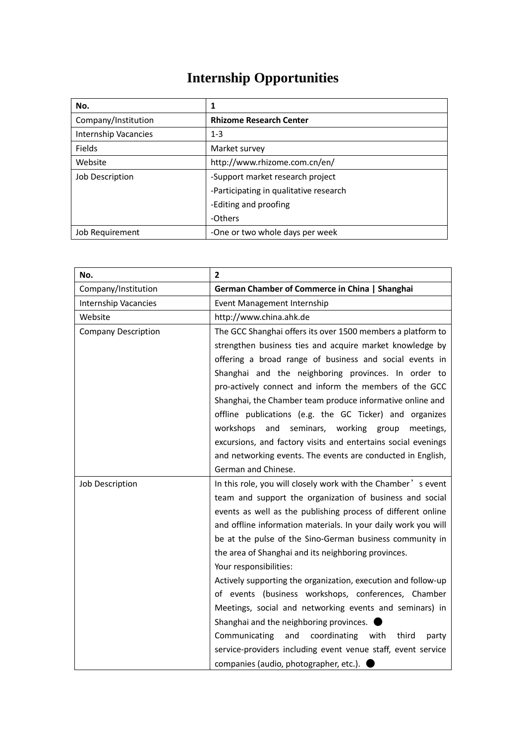# Internship Opportunities

| No. | **1** |
|---|---|
| Company/Institution | **Rhizome Research Center** |
| Internship Vacancies | 1-3 |
| Fields | Market survey |
| Website | http://www.rhizome.com.cn/en/ |
| Job Description | -Support market research project<br>-Participating in qualitative research<br>-Editing and proofing<br>-Others |
| Job Requirement | -One or two whole days per week |

| No. | **2** |
|---|---|
| Company/Institution | **German Chamber of Commerce in China \| Shanghai** |
| Internship Vacancies | Event Management Internship |
| Website | http://www.china.ahk.de |
| Company Description | The GCC Shanghai offers its over 1500 members a platform to strengthen business ties and acquire market knowledge by offering a broad range of business and social events in Shanghai and the neighboring provinces. In order to pro-actively connect and inform the members of the GCC Shanghai, the Chamber team produce informative online and offline publications (e.g. the GC Ticker) and organizes workshops and seminars, working group meetings, excursions, and factory visits and entertains social evenings and networking events. The events are conducted in English, German and Chinese. |
| Job Description | In this role, you will closely work with the Chamber's event team and support the organization of business and social events as well as the publishing process of different online and offline information materials. In your daily work you will be at the pulse of the Sino-German business community in the area of Shanghai and its neighboring provinces.<br>Your responsibilities:<br>Actively supporting the organization, execution and follow-up of events (business workshops, conferences, Chamber Meetings, social and networking events and seminars) in Shanghai and the neighboring provinces. ●<br>Communicating and coordinating with third party service-providers including event venue staff, event service companies (audio, photographer, etc.). ● |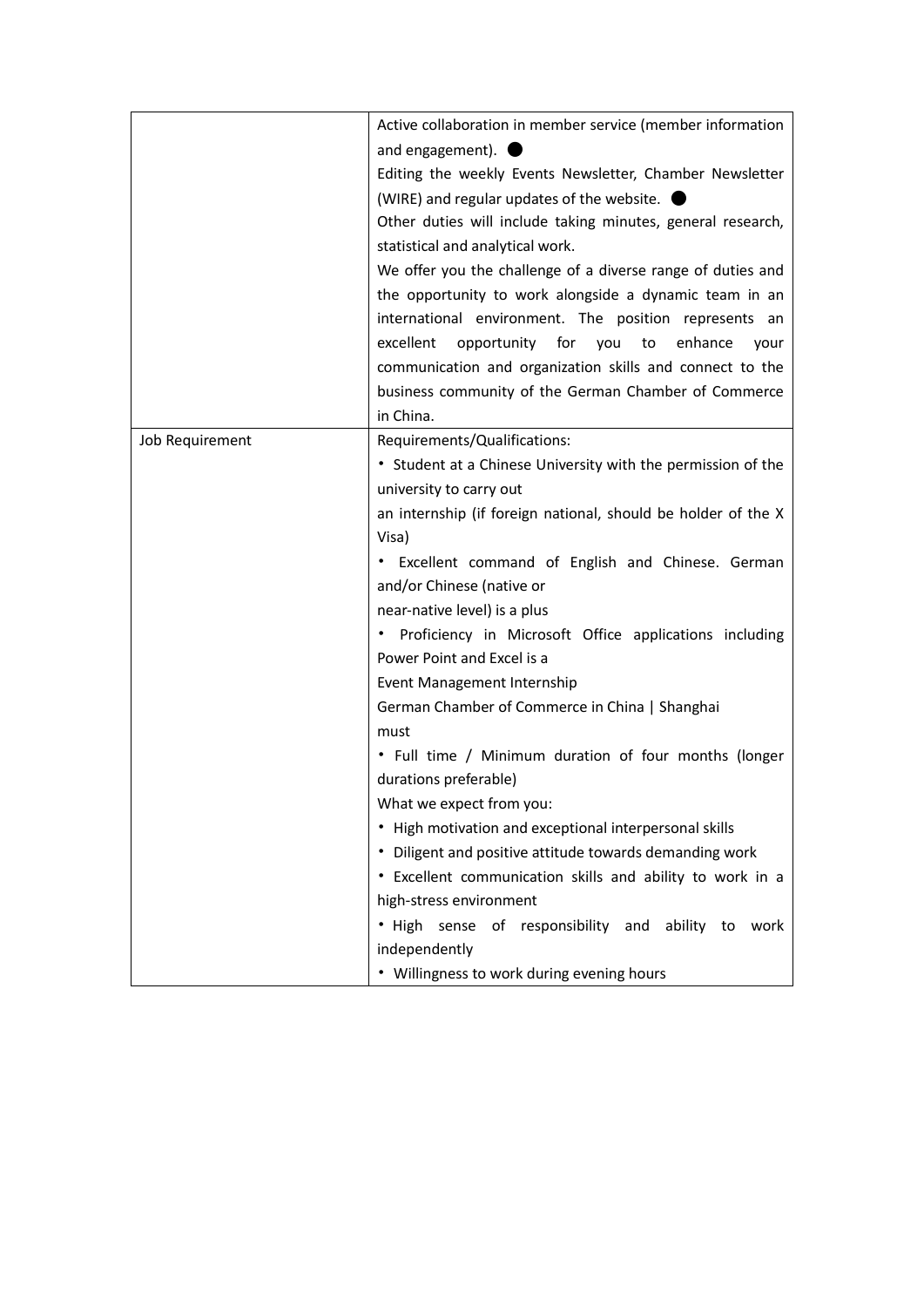| | |
|---|---|
| | Active collaboration in member service (member information and engagement). ● <br>Editing the weekly Events Newsletter, Chamber Newsletter (WIRE) and regular updates of the website. ● <br>Other duties will include taking minutes, general research, statistical and analytical work.<br>We offer you the challenge of a diverse range of duties and the opportunity to work alongside a dynamic team in an international environment. The position represents an excellent opportunity for you to enhance your communication and organization skills and connect to the business community of the German Chamber of Commerce in China. |
| Job Requirement | Requirements/Qualifications:<br>• Student at a Chinese University with the permission of the university to carry out<br>an internship (if foreign national, should be holder of the X Visa)<br>• Excellent command of English and Chinese. German and/or Chinese (native or<br>near-native level) is a plus<br>• Proficiency in Microsoft Office applications including Power Point and Excel is a<br>Event Management Internship<br>German Chamber of Commerce in China \| Shanghai<br>must<br>• Full time / Minimum duration of four months (longer durations preferable)<br>What we expect from you:<br>• High motivation and exceptional interpersonal skills<br>• Diligent and positive attitude towards demanding work<br>• Excellent communication skills and ability to work in a high-stress environment<br>• High sense of responsibility and ability to work independently<br>• Willingness to work during evening hours |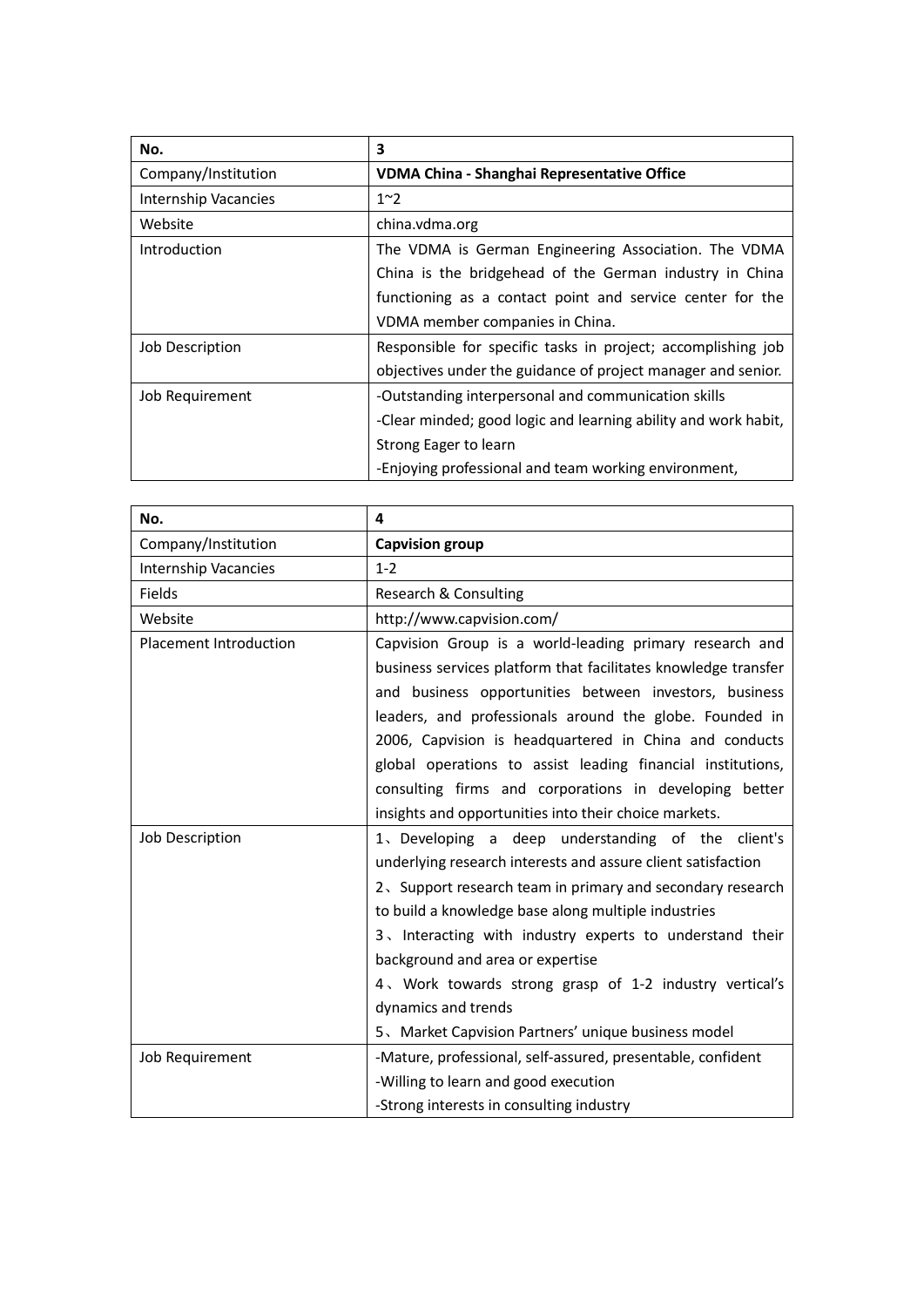| No. | 3 |
| --- | --- |
| Company/Institution | **VDMA China - Shanghai Representative Office** |
| Internship Vacancies | 1~2 |
| Website | china.vdma.org |
| Introduction | The VDMA is German Engineering Association. The VDMA China is the bridgehead of the German industry in China functioning as a contact point and service center for the VDMA member companies in China. |
| Job Description | Responsible for specific tasks in project; accomplishing job objectives under the guidance of project manager and senior. |
| Job Requirement | -Outstanding interpersonal and communication skills<br>-Clear minded; good logic and learning ability and work habit, Strong Eager to learn<br>-Enjoying professional and team working environment, |

| No. | 4 |
| --- | --- |
| Company/Institution | **Capvision group** |
| Internship Vacancies | 1-2 |
| Fields | Research & Consulting |
| Website | http://www.capvision.com/ |
| Placement Introduction | Capvision Group is a world-leading primary research and business services platform that facilitates knowledge transfer and business opportunities between investors, business leaders, and professionals around the globe. Founded in 2006, Capvision is headquartered in China and conducts global operations to assist leading financial institutions, consulting firms and corporations in developing better insights and opportunities into their choice markets. |
| Job Description | 1、Developing a deep understanding of the client's underlying research interests and assure client satisfaction<br>2、Support research team in primary and secondary research to build a knowledge base along multiple industries<br>3、Interacting with industry experts to understand their background and area or expertise<br>4、Work towards strong grasp of 1-2 industry vertical's dynamics and trends<br>5、Market Capvision Partners' unique business model |
| Job Requirement | -Mature, professional, self-assured, presentable, confident<br>-Willing to learn and good execution<br>-Strong interests in consulting industry |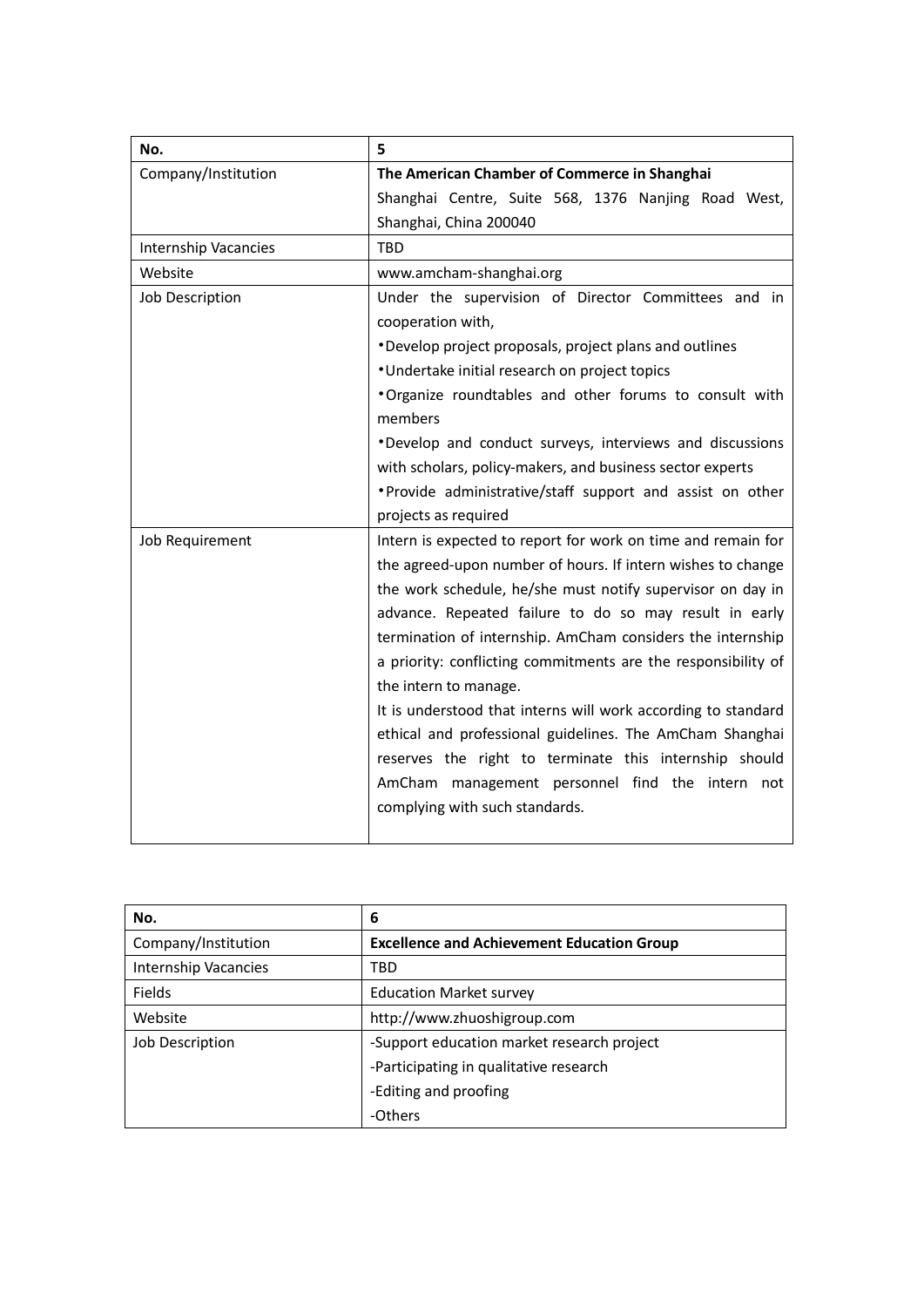| **No.** | **5** |
|---|---|
| Company/Institution | **The American Chamber of Commerce in Shanghai**<br>Shanghai Centre, Suite 568, 1376 Nanjing Road West, Shanghai, China 200040 |
| Internship Vacancies | TBD |
| Website | www.amcham-shanghai.org |
| Job Description | Under the supervision of Director Committees and in cooperation with,<br>•Develop project proposals, project plans and outlines<br>•Undertake initial research on project topics<br>•Organize roundtables and other forums to consult with members<br>•Develop and conduct surveys, interviews and discussions with scholars, policy-makers, and business sector experts<br>•Provide administrative/staff support and assist on other projects as required |
| Job Requirement | Intern is expected to report for work on time and remain for the agreed-upon number of hours. If intern wishes to change the work schedule, he/she must notify supervisor on day in advance. Repeated failure to do so may result in early termination of internship. AmCham considers the internship a priority: conflicting commitments are the responsibility of the intern to manage.<br>It is understood that interns will work according to standard ethical and professional guidelines. The AmCham Shanghai reserves the right to terminate this internship should AmCham management personnel find the intern not complying with such standards. |

| **No.** | **6** |
|---|---|
| Company/Institution | **Excellence and Achievement Education Group** |
| Internship Vacancies | TBD |
| Fields | Education Market survey |
| Website | http://www.zhuoshigroup.com |
| Job Description | -Support education market research project<br>-Participating in qualitative research<br>-Editing and proofing<br>-Others |